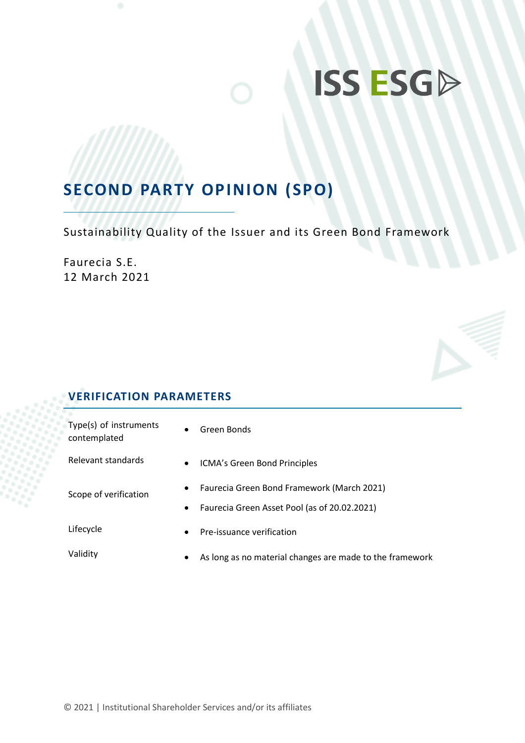ISS ESG

# SECOND PARTY OPINION (SPO)

Sustainability Quality of the Issuer and its Green Bond Framework

Faurecia S.E.
12 March 2021

## VERIFICATION PARAMETERS

| | |
|---|---|
| Type(s) of instruments contemplated | • Green Bonds |
| Relevant standards | • ICMA's Green Bond Principles |
| Scope of verification | • Faurecia Green Bond Framework (March 2021)<br>• Faurecia Green Asset Pool (as of 20.02.2021) |
| Lifecycle | • Pre-issuance verification |
| Validity | • As long as no material changes are made to the framework |

© 2021 | Institutional Shareholder Services and/or its affiliates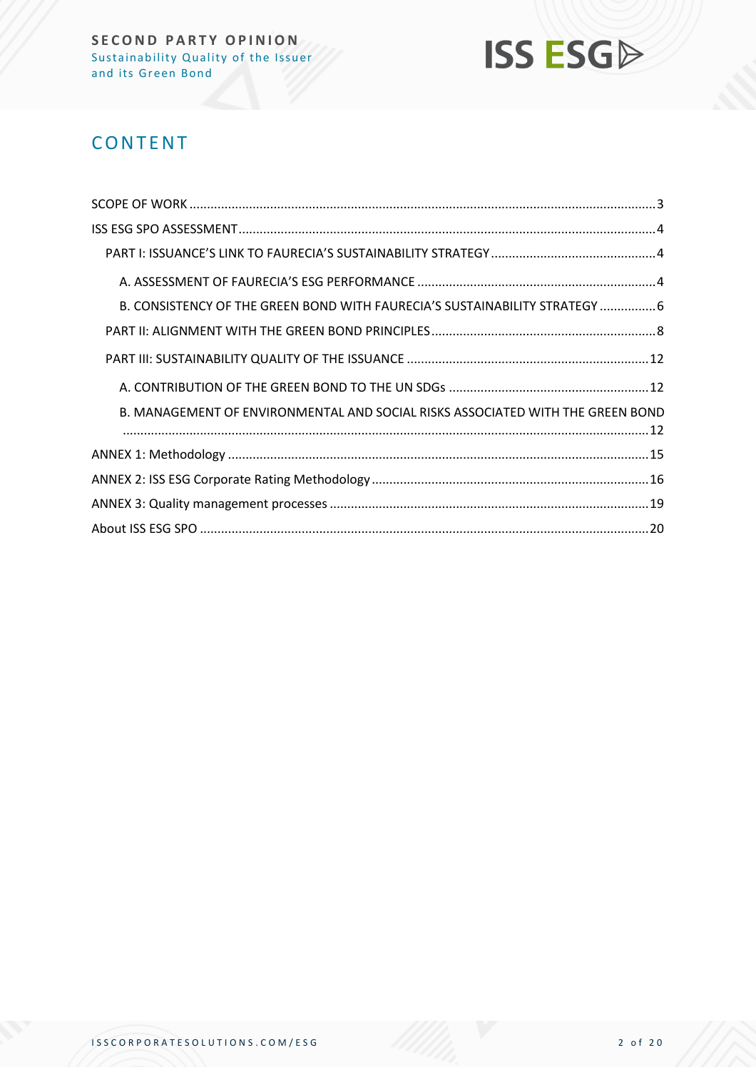# CONTENT

SCOPE OF WORK ........................................................................................................................................ 3

ISS ESG SPO ASSESSMENT ........................................................................................................................ 4

PART I: ISSUANCE'S LINK TO FAURECIA'S SUSTAINABILITY STRATEGY ................................................ 4

A. ASSESSMENT OF FAURECIA'S ESG PERFORMANCE ..................................................................... 4

B. CONSISTENCY OF THE GREEN BOND WITH FAURECIA'S SUSTAINABILITY STRATEGY ................ 6

PART II: ALIGNMENT WITH THE GREEN BOND PRINCIPLES ................................................................ 8

PART III: SUSTAINABILITY QUALITY OF THE ISSUANCE ...................................................................... 12

A. CONTRIBUTION OF THE GREEN BOND TO THE UN SDGs .......................................................... 12

B. MANAGEMENT OF ENVIRONMENTAL AND SOCIAL RISKS ASSOCIATED WITH THE GREEN BOND ..................................................................................................................................................... 12

ANNEX 1: Methodology .......................................................................................................................... 15

ANNEX 2: ISS ESG Corporate Rating Methodology ................................................................................. 16

ANNEX 3: Quality management processes ............................................................................................. 19

About ISS ESG SPO ................................................................................................................................ 20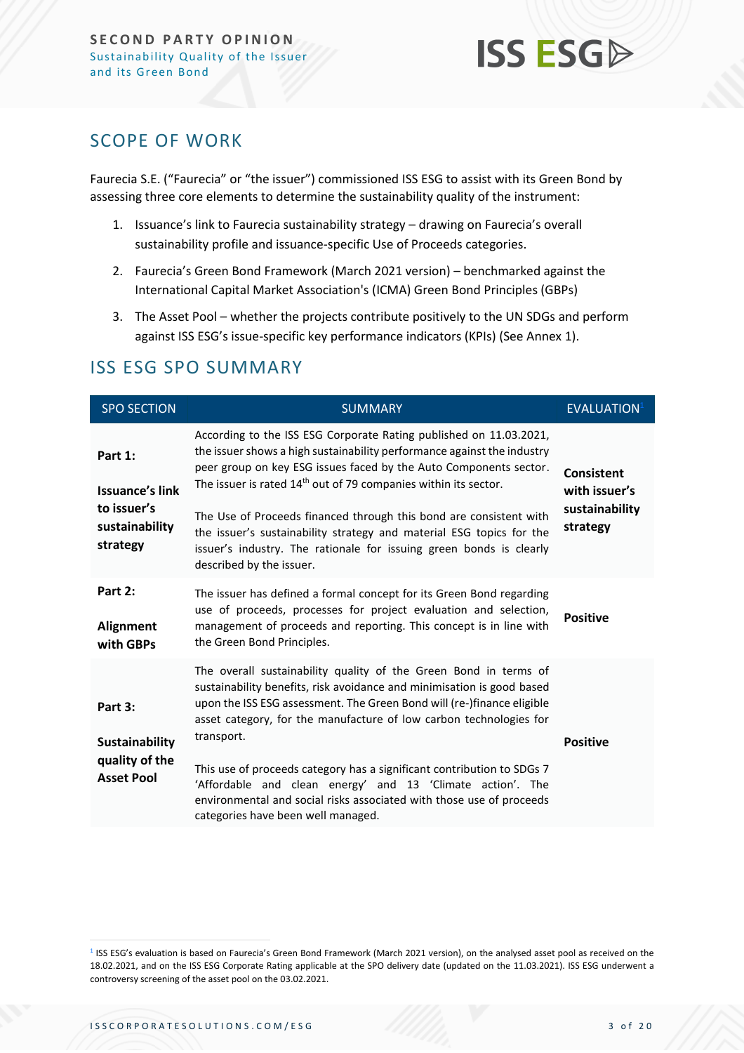## SCOPE OF WORK

Faurecia S.E. ("Faurecia" or "the issuer") commissioned ISS ESG to assist with its Green Bond by assessing three core elements to determine the sustainability quality of the instrument:

1. Issuance's link to Faurecia sustainability strategy – drawing on Faurecia's overall sustainability profile and issuance-specific Use of Proceeds categories.
2. Faurecia's Green Bond Framework (March 2021 version) – benchmarked against the International Capital Market Association's (ICMA) Green Bond Principles (GBPs)
3. The Asset Pool – whether the projects contribute positively to the UN SDGs and perform against ISS ESG's issue-specific key performance indicators (KPIs) (See Annex 1).

## ISS ESG SPO SUMMARY

| SPO SECTION | SUMMARY | EVALUATION[1] |
|---|---|---|
| **Part 1: Issuance's link to issuer's sustainability strategy** | According to the ISS ESG Corporate Rating published on 11.03.2021, the issuer shows a high sustainability performance against the industry peer group on key ESG issues faced by the Auto Components sector. The issuer is rated 14th out of 79 companies within its sector.<br><br>The Use of Proceeds financed through this bond are consistent with the issuer's sustainability strategy and material ESG topics for the issuer's industry. The rationale for issuing green bonds is clearly described by the issuer. | **Consistent with issuer's sustainability strategy** |
| **Part 2: Alignment with GBPs** | The issuer has defined a formal concept for its Green Bond regarding use of proceeds, processes for project evaluation and selection, management of proceeds and reporting. This concept is in line with the Green Bond Principles. | **Positive** |
| **Part 3: Sustainability quality of the Asset Pool** | The overall sustainability quality of the Green Bond in terms of sustainability benefits, risk avoidance and minimisation is good based upon the ISS ESG assessment. The Green Bond will (re-)finance eligible asset category, for the manufacture of low carbon technologies for transport.<br><br>This use of proceeds category has a significant contribution to SDGs 7 'Affordable and clean energy' and 13 'Climate action'. The environmental and social risks associated with those use of proceeds categories have been well managed. | **Positive** |

[1] ISS ESG's evaluation is based on Faurecia's Green Bond Framework (March 2021 version), on the analysed asset pool as received on the 18.02.2021, and on the ISS ESG Corporate Rating applicable at the SPO delivery date (updated on the 11.03.2021). ISS ESG underwent a controversy screening of the asset pool on the 03.02.2021.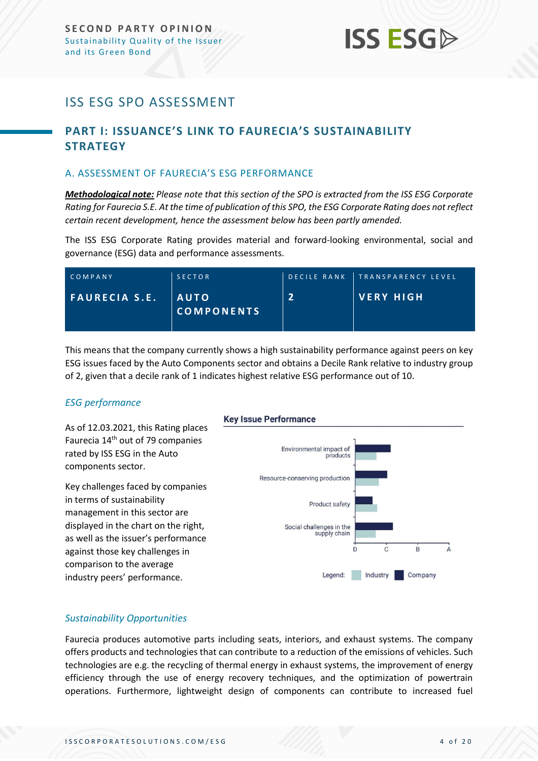# ISS ESG SPO ASSESSMENT

## PART I: ISSUANCE'S LINK TO FAURECIA'S SUSTAINABILITY STRATEGY

### A. ASSESSMENT OF FAURECIA'S ESG PERFORMANCE

***Methodological note:*** *Please note that this section of the SPO is extracted from the ISS ESG Corporate Rating for Faurecia S.E. At the time of publication of this SPO, the ESG Corporate Rating does not reflect certain recent development, hence the assessment below has been partly amended.*

The ISS ESG Corporate Rating provides material and forward-looking environmental, social and governance (ESG) data and performance assessments.

| COMPANY | SECTOR | DECILE RANK | TRANSPARENCY LEVEL |
|---|---|---|---|
| **FAURECIA S.E.** | **AUTO COMPONENTS** | **2** | **VERY HIGH** |

This means that the company currently shows a high sustainability performance against peers on key ESG issues faced by the Auto Components sector and obtains a Decile Rank relative to industry group of 2, given that a decile rank of 1 indicates highest relative ESG performance out of 10.

#### *ESG performance*

As of 12.03.2021, this Rating places Faurecia 14th out of 79 companies rated by ISS ESG in the Auto components sector.

Key challenges faced by companies in terms of sustainability management in this sector are displayed in the chart on the right, as well as the issuer's performance against those key challenges in comparison to the average industry peers' performance.

**Key Issue Performance**

| Key Issue | Company | Industry |
|---|---|---|
| Environmental impact of products | C+ | D+ |
| Resource-conserving production | C | D+ |
| Product safety | D+ | D+ |
| Social challenges in the supply chain | C+ | D+ |

Scale: D – C – B – A. Legend: Industry, Company

#### *Sustainability Opportunities*

Faurecia produces automotive parts including seats, interiors, and exhaust systems. The company offers products and technologies that can contribute to a reduction of the emissions of vehicles. Such technologies are e.g. the recycling of thermal energy in exhaust systems, the improvement of energy efficiency through the use of energy recovery techniques, and the optimization of powertrain operations. Furthermore, lightweight design of components can contribute to increased fuel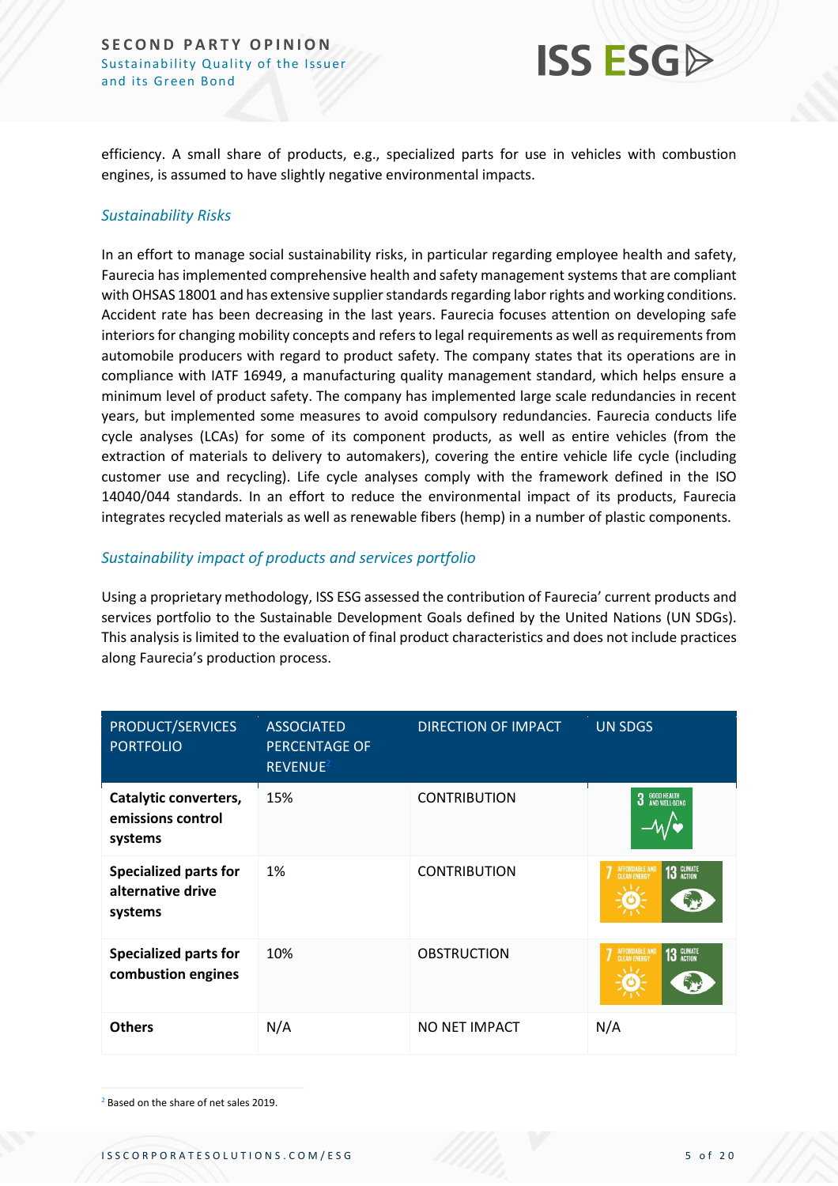efficiency. A small share of products, e.g., specialized parts for use in vehicles with combustion engines, is assumed to have slightly negative environmental impacts.

### *Sustainability Risks*

In an effort to manage social sustainability risks, in particular regarding employee health and safety, Faurecia has implemented comprehensive health and safety management systems that are compliant with OHSAS 18001 and has extensive supplier standards regarding labor rights and working conditions. Accident rate has been decreasing in the last years. Faurecia focuses attention on developing safe interiors for changing mobility concepts and refers to legal requirements as well as requirements from automobile producers with regard to product safety. The company states that its operations are in compliance with IATF 16949, a manufacturing quality management standard, which helps ensure a minimum level of product safety. The company has implemented large scale redundancies in recent years, but implemented some measures to avoid compulsory redundancies. Faurecia conducts life cycle analyses (LCAs) for some of its component products, as well as entire vehicles (from the extraction of materials to delivery to automakers), covering the entire vehicle life cycle (including customer use and recycling). Life cycle analyses comply with the framework defined in the ISO 14040/044 standards. In an effort to reduce the environmental impact of its products, Faurecia integrates recycled materials as well as renewable fibers (hemp) in a number of plastic components.

### *Sustainability impact of products and services portfolio*

Using a proprietary methodology, ISS ESG assessed the contribution of Faurecia' current products and services portfolio to the Sustainable Development Goals defined by the United Nations (UN SDGs). This analysis is limited to the evaluation of final product characteristics and does not include practices along Faurecia's production process.

| PRODUCT/SERVICES PORTFOLIO | ASSOCIATED PERCENTAGE OF REVENUE[2] | DIRECTION OF IMPACT | UN SDGS |
|---|---|---|---|
| **Catalytic converters, emissions control systems** | 15% | CONTRIBUTION | 3 Good Health and Well-Being |
| **Specialized parts for alternative drive systems** | 1% | CONTRIBUTION | 7 Affordable and Clean Energy; 13 Climate Action |
| **Specialized parts for combustion engines** | 10% | OBSTRUCTION | 7 Affordable and Clean Energy; 13 Climate Action |
| **Others** | N/A | NO NET IMPACT | N/A |

[2] Based on the share of net sales 2019.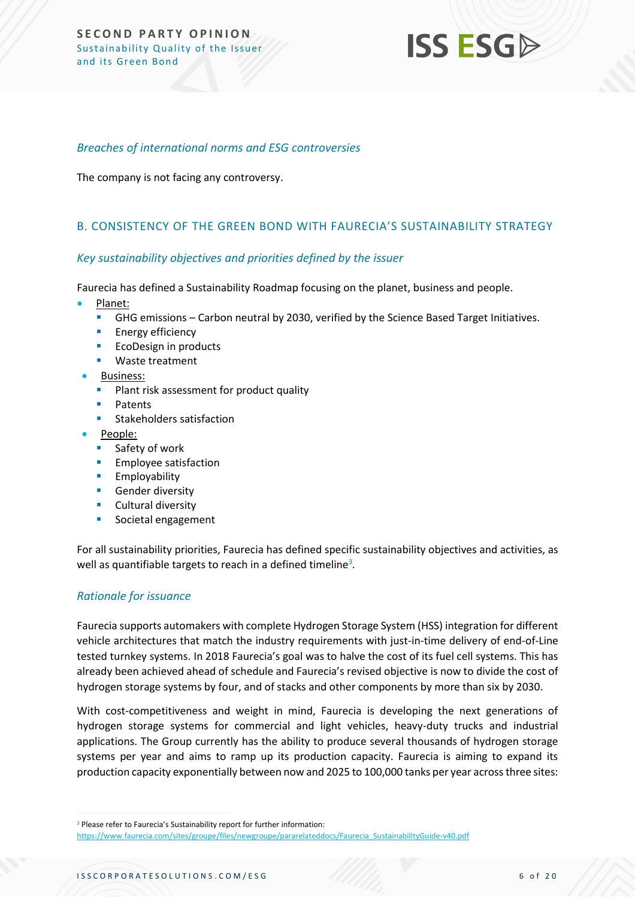### *Breaches of international norms and ESG controversies*

The company is not facing any controversy.

## B. CONSISTENCY OF THE GREEN BOND WITH FAURECIA'S SUSTAINABILITY STRATEGY

### *Key sustainability objectives and priorities defined by the issuer*

Faurecia has defined a Sustainability Roadmap focusing on the planet, business and people.

- Planet:
  - GHG emissions – Carbon neutral by 2030, verified by the Science Based Target Initiatives.
  - Energy efficiency
  - EcoDesign in products
  - Waste treatment
- Business:
  - Plant risk assessment for product quality
  - Patents
  - Stakeholders satisfaction
- People:
  - Safety of work
  - Employee satisfaction
  - Employability
  - Gender diversity
  - Cultural diversity
  - Societal engagement

For all sustainability priorities, Faurecia has defined specific sustainability objectives and activities, as well as quantifiable targets to reach in a defined timeline[3].

### *Rationale for issuance*

Faurecia supports automakers with complete Hydrogen Storage System (HSS) integration for different vehicle architectures that match the industry requirements with just-in-time delivery of end-of-Line tested turnkey systems. In 2018 Faurecia's goal was to halve the cost of its fuel cell systems. This has already been achieved ahead of schedule and Faurecia's revised objective is now to divide the cost of hydrogen storage systems by four, and of stacks and other components by more than six by 2030.

With cost-competitiveness and weight in mind, Faurecia is developing the next generations of hydrogen storage systems for commercial and light vehicles, heavy-duty trucks and industrial applications. The Group currently has the ability to produce several thousands of hydrogen storage systems per year and aims to ramp up its production capacity. Faurecia is aiming to expand its production capacity exponentially between now and 2025 to 100,000 tanks per year across three sites:

[3] Please refer to Faurecia's Sustainability report for further information: https://www.faurecia.com/sites/groupe/files/newgroupe/pararelateddocs/Faurecia_SustainabilityGuide-v40.pdf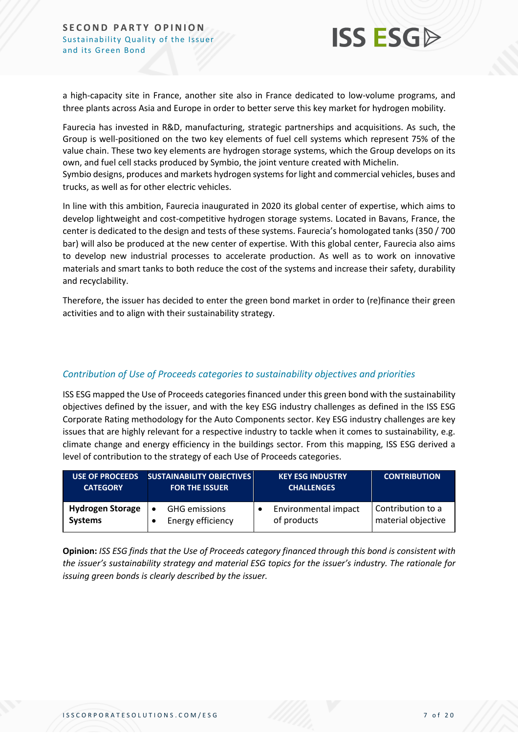a high-capacity site in France, another site also in France dedicated to low-volume programs, and three plants across Asia and Europe in order to better serve this key market for hydrogen mobility.

Faurecia has invested in R&D, manufacturing, strategic partnerships and acquisitions. As such, the Group is well-positioned on the two key elements of fuel cell systems which represent 75% of the value chain. These two key elements are hydrogen storage systems, which the Group develops on its own, and fuel cell stacks produced by Symbio, the joint venture created with Michelin.
Symbio designs, produces and markets hydrogen systems for light and commercial vehicles, buses and trucks, as well as for other electric vehicles.

In line with this ambition, Faurecia inaugurated in 2020 its global center of expertise, which aims to develop lightweight and cost-competitive hydrogen storage systems. Located in Bavans, France, the center is dedicated to the design and tests of these systems. Faurecia's homologated tanks (350 / 700 bar) will also be produced at the new center of expertise. With this global center, Faurecia also aims to develop new industrial processes to accelerate production. As well as to work on innovative materials and smart tanks to both reduce the cost of the systems and increase their safety, durability and recyclability.

Therefore, the issuer has decided to enter the green bond market in order to (re)finance their green activities and to align with their sustainability strategy.

### *Contribution of Use of Proceeds categories to sustainability objectives and priorities*

ISS ESG mapped the Use of Proceeds categories financed under this green bond with the sustainability objectives defined by the issuer, and with the key ESG industry challenges as defined in the ISS ESG Corporate Rating methodology for the Auto Components sector. Key ESG industry challenges are key issues that are highly relevant for a respective industry to tackle when it comes to sustainability, e.g. climate change and energy efficiency in the buildings sector. From this mapping, ISS ESG derived a level of contribution to the strategy of each Use of Proceeds categories.

| USE OF PROCEEDS CATEGORY | SUSTAINABILITY OBJECTIVES FOR THE ISSUER | KEY ESG INDUSTRY CHALLENGES | CONTRIBUTION |
|---|---|---|---|
| **Hydrogen Storage Systems** | • GHG emissions<br>• Energy efficiency | • Environmental impact of products | Contribution to a material objective |

**Opinion:** *ISS ESG finds that the Use of Proceeds category financed through this bond is consistent with the issuer's sustainability strategy and material ESG topics for the issuer's industry. The rationale for issuing green bonds is clearly described by the issuer.*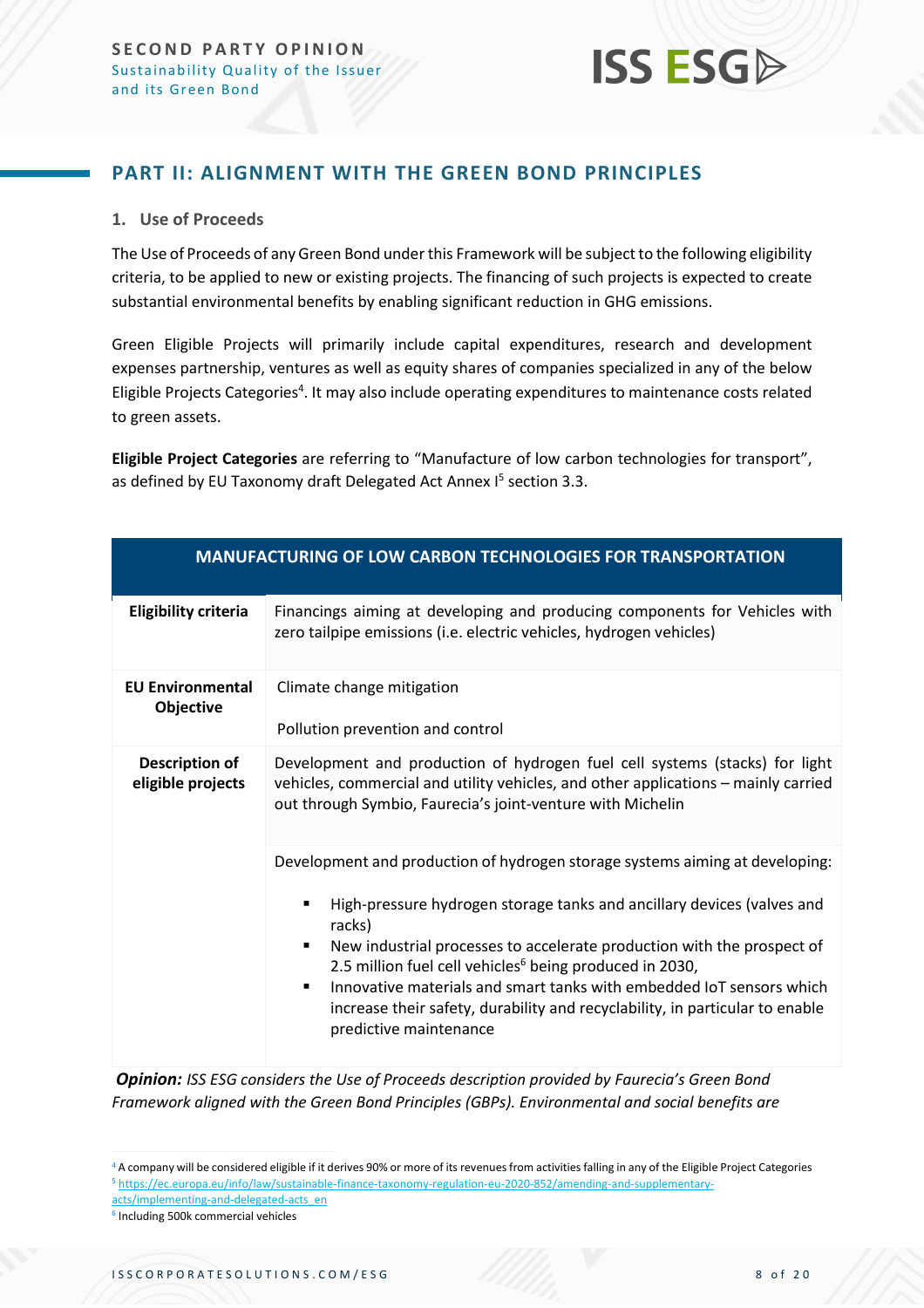## PART II: ALIGNMENT WITH THE GREEN BOND PRINCIPLES

### 1. Use of Proceeds

The Use of Proceeds of any Green Bond under this Framework will be subject to the following eligibility criteria, to be applied to new or existing projects. The financing of such projects is expected to create substantial environmental benefits by enabling significant reduction in GHG emissions.

Green Eligible Projects will primarily include capital expenditures, research and development expenses partnership, ventures as well as equity shares of companies specialized in any of the below Eligible Projects Categories[4]. It may also include operating expenditures to maintenance costs related to green assets.

**Eligible Project Categories** are referring to "Manufacture of low carbon technologies for transport", as defined by EU Taxonomy draft Delegated Act Annex I[5] section 3.3.

| MANUFACTURING OF LOW CARBON TECHNOLOGIES FOR TRANSPORTATION | |
|---|---|
| **Eligibility criteria** | Financings aiming at developing and producing components for Vehicles with zero tailpipe emissions (i.e. electric vehicles, hydrogen vehicles) |
| **EU Environmental Objective** | Climate change mitigation<br><br>Pollution prevention and control |
| **Description of eligible projects** | Development and production of hydrogen fuel cell systems (stacks) for light vehicles, commercial and utility vehicles, and other applications – mainly carried out through Symbio, Faurecia's joint-venture with Michelin |
| | Development and production of hydrogen storage systems aiming at developing:<br>▪ High-pressure hydrogen storage tanks and ancillary devices (valves and racks)<br>▪ New industrial processes to accelerate production with the prospect of 2.5 million fuel cell vehicles[6] being produced in 2030,<br>▪ Innovative materials and smart tanks with embedded IoT sensors which increase their safety, durability and recyclability, in particular to enable predictive maintenance |

***Opinion:*** *ISS ESG considers the Use of Proceeds description provided by Faurecia's Green Bond Framework aligned with the Green Bond Principles (GBPs). Environmental and social benefits are*

---

[4] A company will be considered eligible if it derives 90% or more of its revenues from activities falling in any of the Eligible Project Categories

[5] https://ec.europa.eu/info/law/sustainable-finance-taxonomy-regulation-eu-2020-852/amending-and-supplementary-acts/implementing-and-delegated-acts_en

[6] Including 500k commercial vehicles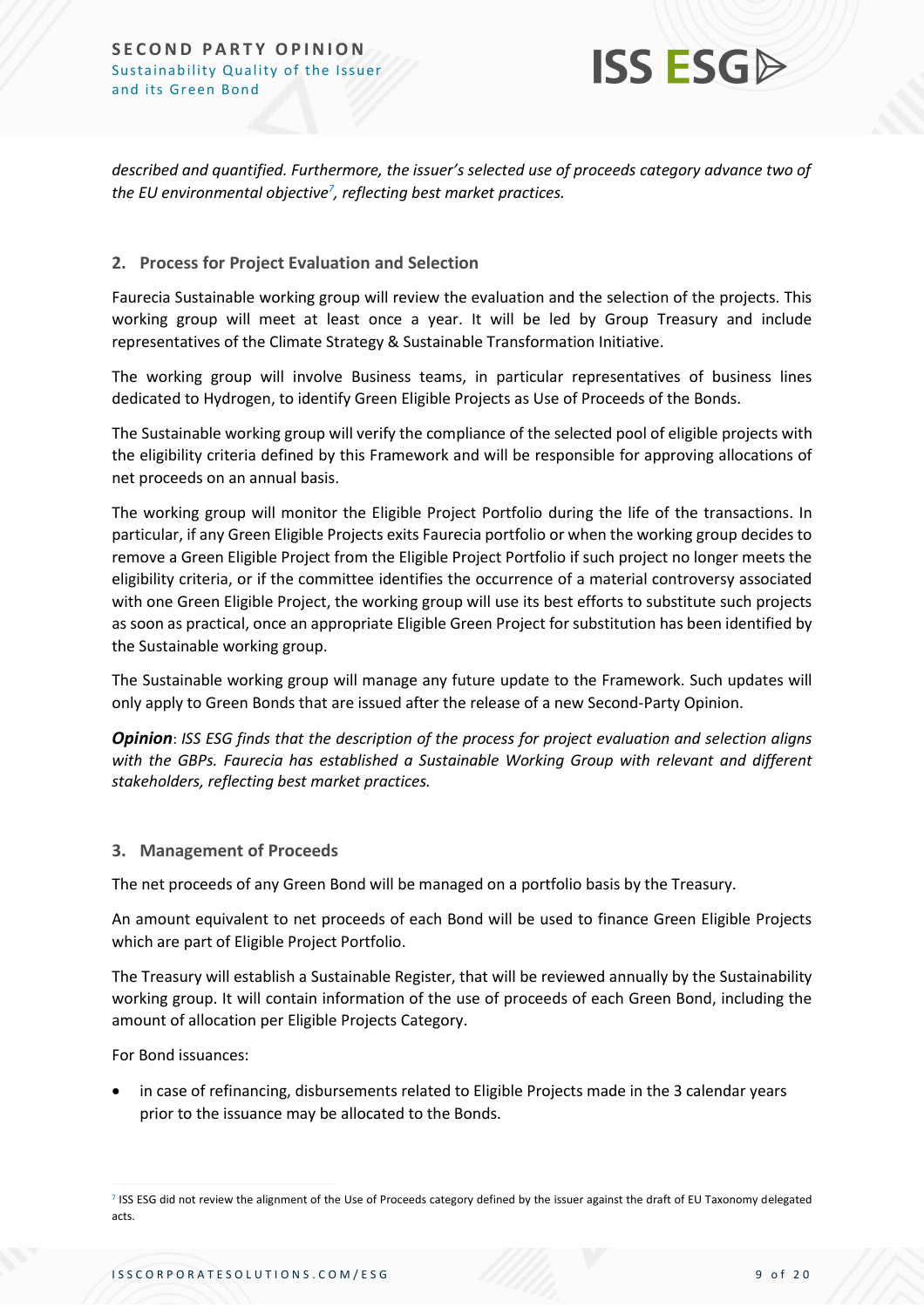*described and quantified. Furthermore, the issuer's selected use of proceeds category advance two of the EU environmental objective[7], reflecting best market practices.*

## 2. Process for Project Evaluation and Selection

Faurecia Sustainable working group will review the evaluation and the selection of the projects. This working group will meet at least once a year. It will be led by Group Treasury and include representatives of the Climate Strategy & Sustainable Transformation Initiative.

The working group will involve Business teams, in particular representatives of business lines dedicated to Hydrogen, to identify Green Eligible Projects as Use of Proceeds of the Bonds.

The Sustainable working group will verify the compliance of the selected pool of eligible projects with the eligibility criteria defined by this Framework and will be responsible for approving allocations of net proceeds on an annual basis.

The working group will monitor the Eligible Project Portfolio during the life of the transactions. In particular, if any Green Eligible Projects exits Faurecia portfolio or when the working group decides to remove a Green Eligible Project from the Eligible Project Portfolio if such project no longer meets the eligibility criteria, or if the committee identifies the occurrence of a material controversy associated with one Green Eligible Project, the working group will use its best efforts to substitute such projects as soon as practical, once an appropriate Eligible Green Project for substitution has been identified by the Sustainable working group.

The Sustainable working group will manage any future update to the Framework. Such updates will only apply to Green Bonds that are issued after the release of a new Second-Party Opinion.

***Opinion***: *ISS ESG finds that the description of the process for project evaluation and selection aligns with the GBPs. Faurecia has established a Sustainable Working Group with relevant and different stakeholders, reflecting best market practices.*

## 3. Management of Proceeds

The net proceeds of any Green Bond will be managed on a portfolio basis by the Treasury.

An amount equivalent to net proceeds of each Bond will be used to finance Green Eligible Projects which are part of Eligible Project Portfolio.

The Treasury will establish a Sustainable Register, that will be reviewed annually by the Sustainability working group. It will contain information of the use of proceeds of each Green Bond, including the amount of allocation per Eligible Projects Category.

For Bond issuances:

- in case of refinancing, disbursements related to Eligible Projects made in the 3 calendar years prior to the issuance may be allocated to the Bonds.

[7] ISS ESG did not review the alignment of the Use of Proceeds category defined by the issuer against the draft of EU Taxonomy delegated acts.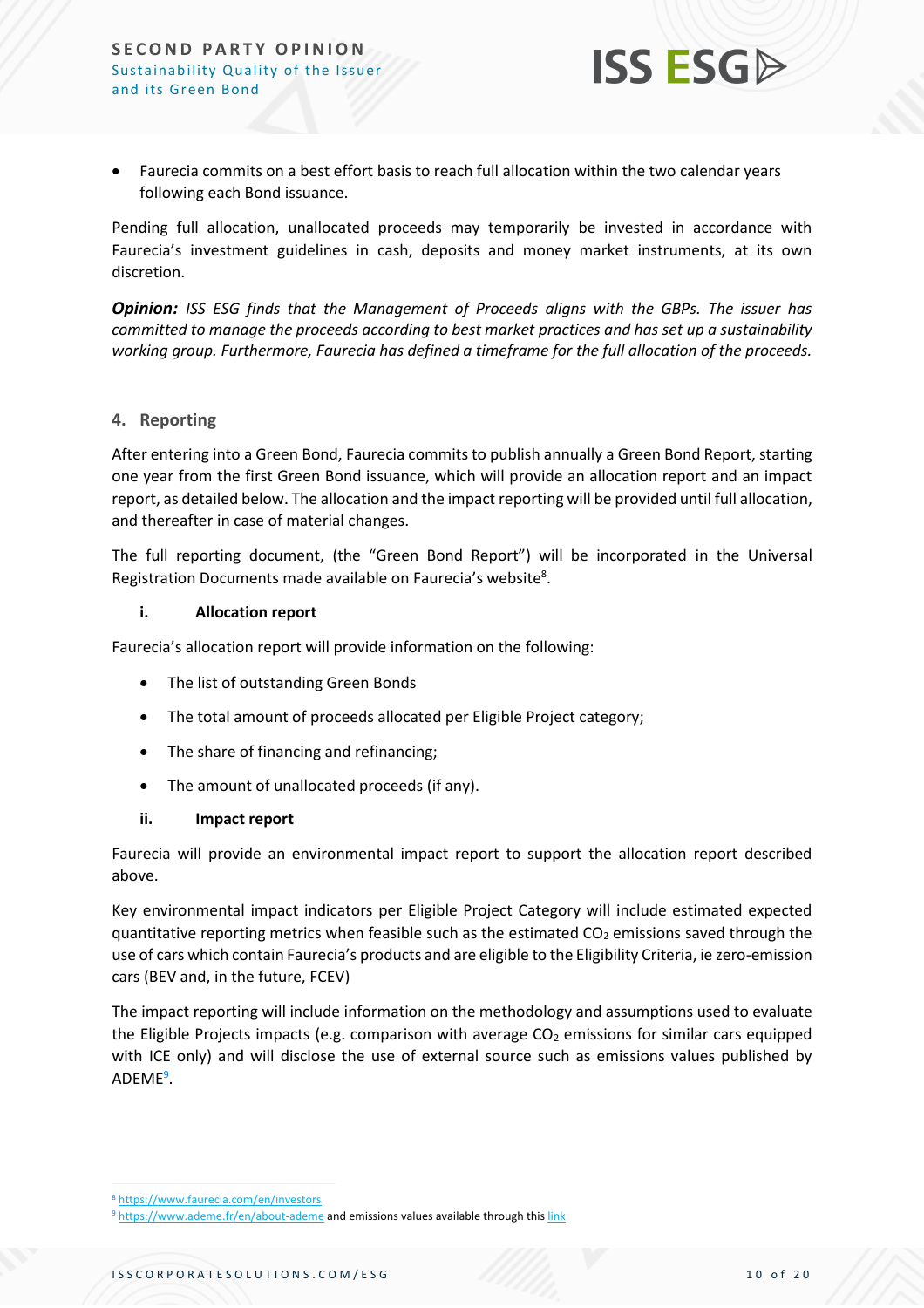- Faurecia commits on a best effort basis to reach full allocation within the two calendar years following each Bond issuance.

Pending full allocation, unallocated proceeds may temporarily be invested in accordance with Faurecia's investment guidelines in cash, deposits and money market instruments, at its own discretion.

***Opinion:*** *ISS ESG finds that the Management of Proceeds aligns with the GBPs. The issuer has committed to manage the proceeds according to best market practices and has set up a sustainability working group. Furthermore, Faurecia has defined a timeframe for the full allocation of the proceeds.*

## 4. Reporting

After entering into a Green Bond, Faurecia commits to publish annually a Green Bond Report, starting one year from the first Green Bond issuance, which will provide an allocation report and an impact report, as detailed below. The allocation and the impact reporting will be provided until full allocation, and thereafter in case of material changes.

The full reporting document, (the "Green Bond Report") will be incorporated in the Universal Registration Documents made available on Faurecia's website[8].

### i. Allocation report

Faurecia's allocation report will provide information on the following:

- The list of outstanding Green Bonds
- The total amount of proceeds allocated per Eligible Project category;
- The share of financing and refinancing;
- The amount of unallocated proceeds (if any).

### ii. Impact report

Faurecia will provide an environmental impact report to support the allocation report described above.

Key environmental impact indicators per Eligible Project Category will include estimated expected quantitative reporting metrics when feasible such as the estimated $CO_2$ emissions saved through the use of cars which contain Faurecia's products and are eligible to the Eligibility Criteria, ie zero-emission cars (BEV and, in the future, FCEV)

The impact reporting will include information on the methodology and assumptions used to evaluate the Eligible Projects impacts (e.g. comparison with average $CO_2$ emissions for similar cars equipped with ICE only) and will disclose the use of external source such as emissions values published by ADEME[9].

---

[8] https://www.faurecia.com/en/investors

[9] https://www.ademe.fr/en/about-ademe and emissions values available through this link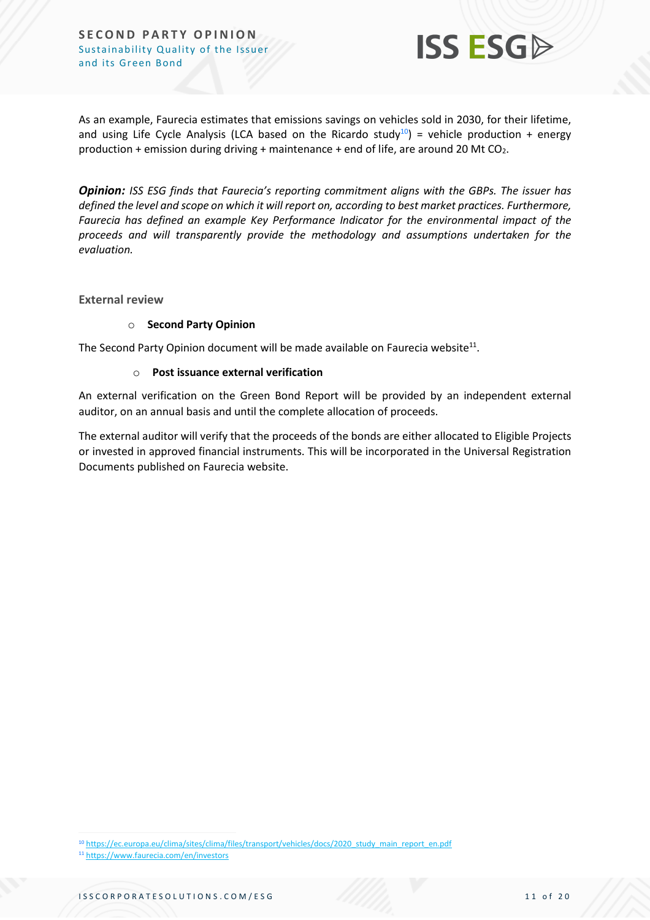As an example, Faurecia estimates that emissions savings on vehicles sold in 2030, for their lifetime, and using Life Cycle Analysis (LCA based on the Ricardo study[10]) = vehicle production + energy production + emission during driving + maintenance + end of life, are around 20 Mt $CO_2$.

***Opinion:*** *ISS ESG finds that Faurecia's reporting commitment aligns with the GBPs. The issuer has defined the level and scope on which it will report on, according to best market practices. Furthermore, Faurecia has defined an example Key Performance Indicator for the environmental impact of the proceeds and will transparently provide the methodology and assumptions undertaken for the evaluation.*

### External review

- **Second Party Opinion**

The Second Party Opinion document will be made available on Faurecia website[11].

- **Post issuance external verification**

An external verification on the Green Bond Report will be provided by an independent external auditor, on an annual basis and until the complete allocation of proceeds.

The external auditor will verify that the proceeds of the bonds are either allocated to Eligible Projects or invested in approved financial instruments. This will be incorporated in the Universal Registration Documents published on Faurecia website.

[10] https://ec.europa.eu/clima/sites/clima/files/transport/vehicles/docs/2020_study_main_report_en.pdf

[11] https://www.faurecia.com/en/investors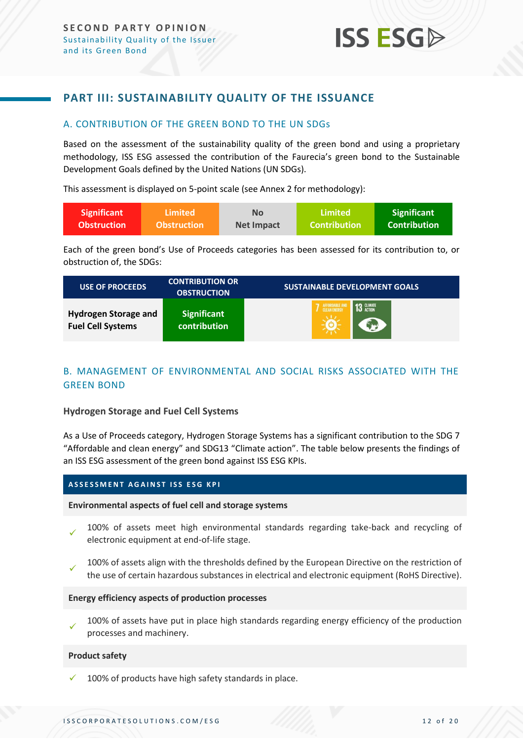## PART III: SUSTAINABILITY QUALITY OF THE ISSUANCE

### A. CONTRIBUTION OF THE GREEN BOND TO THE UN SDGs

Based on the assessment of the sustainability quality of the green bond and using a proprietary methodology, ISS ESG assessed the contribution of the Faurecia's green bond to the Sustainable Development Goals defined by the United Nations (UN SDGs).

This assessment is displayed on 5-point scale (see Annex 2 for methodology):

| Significant Obstruction | Limited Obstruction | No Net Impact | Limited Contribution | Significant Contribution |
|---|---|---|---|---|

Each of the green bond's Use of Proceeds categories has been assessed for its contribution to, or obstruction of, the SDGs:

| USE OF PROCEEDS | CONTRIBUTION OR OBSTRUCTION | SUSTAINABLE DEVELOPMENT GOALS |
|---|---|---|
| **Hydrogen Storage and Fuel Cell Systems** | Significant contribution | 7 Affordable and Clean Energy; 13 Climate Action |

### B. MANAGEMENT OF ENVIRONMENTAL AND SOCIAL RISKS ASSOCIATED WITH THE GREEN BOND

**Hydrogen Storage and Fuel Cell Systems**

As a Use of Proceeds category, Hydrogen Storage Systems has a significant contribution to the SDG 7 "Affordable and clean energy" and SDG13 "Climate action". The table below presents the findings of an ISS ESG assessment of the green bond against ISS ESG KPIs.

| ASSESSMENT AGAINST ISS ESG KPI |
|---|
| **Environmental aspects of fuel cell and storage systems** |
| ✓ 100% of assets meet high environmental standards regarding take-back and recycling of electronic equipment at end-of-life stage. |
| ✓ 100% of assets align with the thresholds defined by the European Directive on the restriction of the use of certain hazardous substances in electrical and electronic equipment (RoHS Directive). |
| **Energy efficiency aspects of production processes** |
| ✓ 100% of assets have put in place high standards regarding energy efficiency of the production processes and machinery. |
| **Product safety** |
| ✓ 100% of products have high safety standards in place. |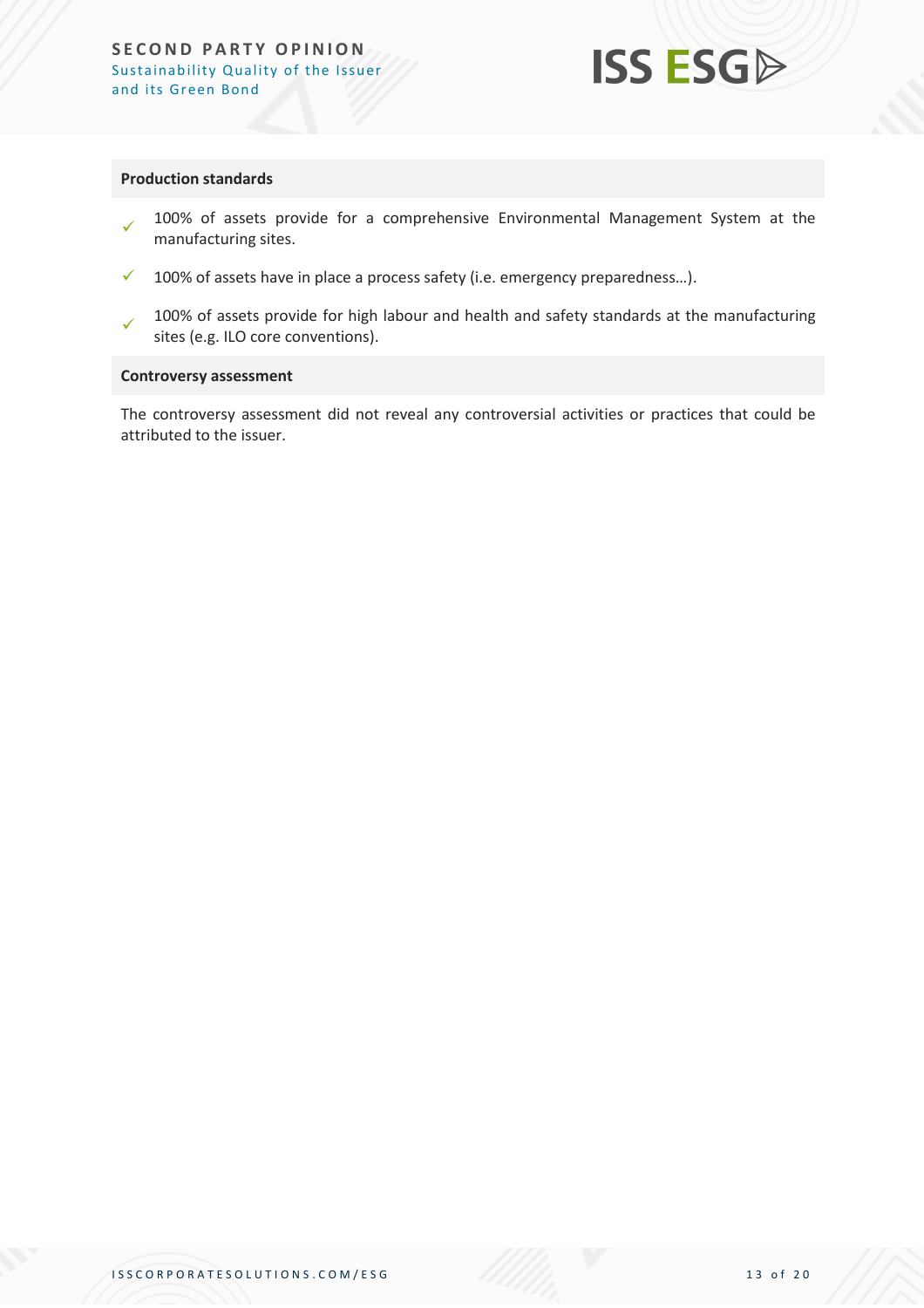**Production standards**

- ✓ 100% of assets provide for a comprehensive Environmental Management System at the manufacturing sites.
- ✓ 100% of assets have in place a process safety (i.e. emergency preparedness…).
- ✓ 100% of assets provide for high labour and health and safety standards at the manufacturing sites (e.g. ILO core conventions).

**Controversy assessment**

The controversy assessment did not reveal any controversial activities or practices that could be attributed to the issuer.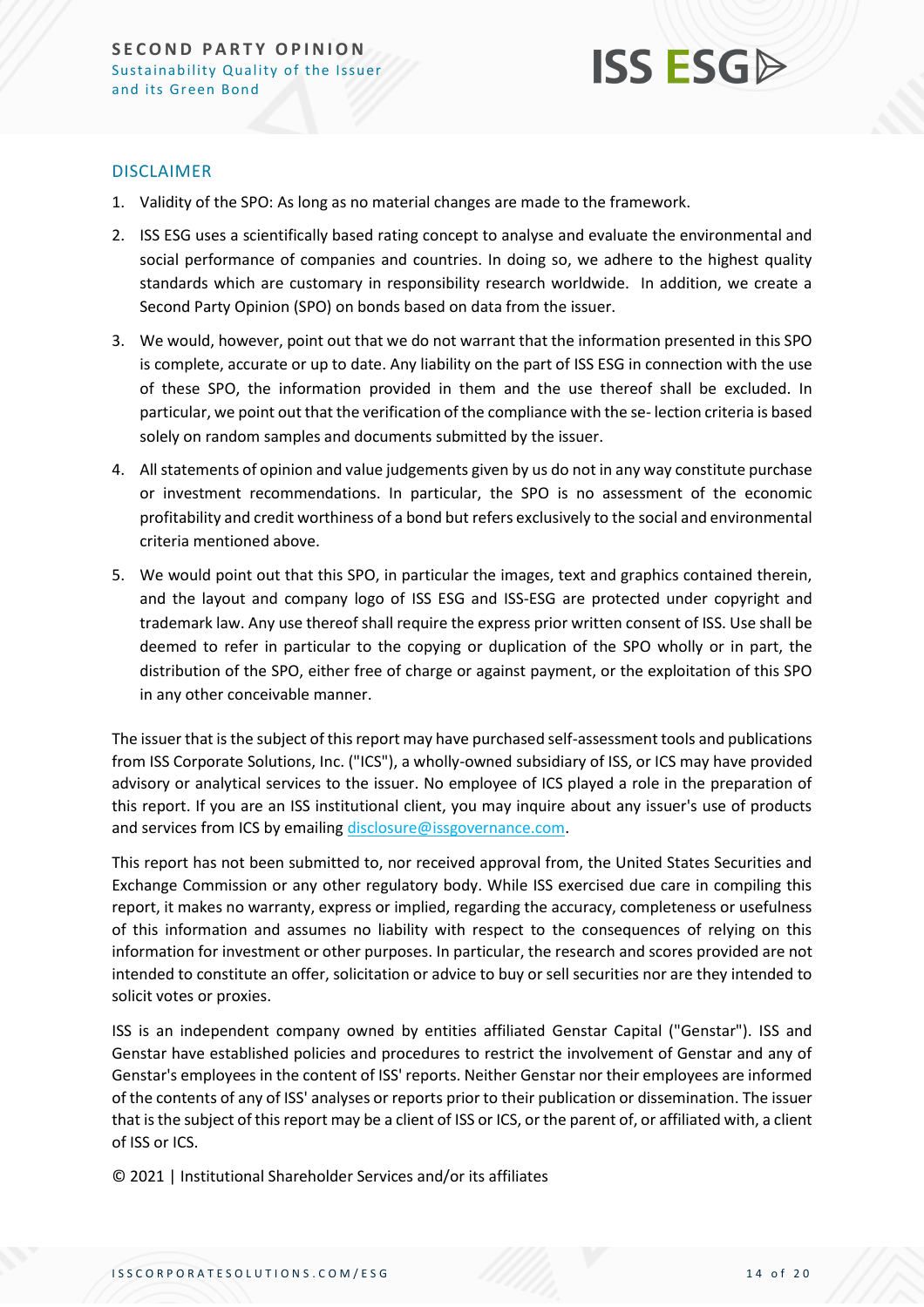## DISCLAIMER

1. Validity of the SPO: As long as no material changes are made to the framework.
2. ISS ESG uses a scientifically based rating concept to analyse and evaluate the environmental and social performance of companies and countries. In doing so, we adhere to the highest quality standards which are customary in responsibility research worldwide. In addition, we create a Second Party Opinion (SPO) on bonds based on data from the issuer.
3. We would, however, point out that we do not warrant that the information presented in this SPO is complete, accurate or up to date. Any liability on the part of ISS ESG in connection with the use of these SPO, the information provided in them and the use thereof shall be excluded. In particular, we point out that the verification of the compliance with the se- lection criteria is based solely on random samples and documents submitted by the issuer.
4. All statements of opinion and value judgements given by us do not in any way constitute purchase or investment recommendations. In particular, the SPO is no assessment of the economic profitability and credit worthiness of a bond but refers exclusively to the social and environmental criteria mentioned above.
5. We would point out that this SPO, in particular the images, text and graphics contained therein, and the layout and company logo of ISS ESG and ISS-ESG are protected under copyright and trademark law. Any use thereof shall require the express prior written consent of ISS. Use shall be deemed to refer in particular to the copying or duplication of the SPO wholly or in part, the distribution of the SPO, either free of charge or against payment, or the exploitation of this SPO in any other conceivable manner.

The issuer that is the subject of this report may have purchased self-assessment tools and publications from ISS Corporate Solutions, Inc. ("ICS"), a wholly-owned subsidiary of ISS, or ICS may have provided advisory or analytical services to the issuer. No employee of ICS played a role in the preparation of this report. If you are an ISS institutional client, you may inquire about any issuer's use of products and services from ICS by emailing disclosure@issgovernance.com.

This report has not been submitted to, nor received approval from, the United States Securities and Exchange Commission or any other regulatory body. While ISS exercised due care in compiling this report, it makes no warranty, express or implied, regarding the accuracy, completeness or usefulness of this information and assumes no liability with respect to the consequences of relying on this information for investment or other purposes. In particular, the research and scores provided are not intended to constitute an offer, solicitation or advice to buy or sell securities nor are they intended to solicit votes or proxies.

ISS is an independent company owned by entities affiliated Genstar Capital ("Genstar"). ISS and Genstar have established policies and procedures to restrict the involvement of Genstar and any of Genstar's employees in the content of ISS' reports. Neither Genstar nor their employees are informed of the contents of any of ISS' analyses or reports prior to their publication or dissemination. The issuer that is the subject of this report may be a client of ISS or ICS, or the parent of, or affiliated with, a client of ISS or ICS.

© 2021 | Institutional Shareholder Services and/or its affiliates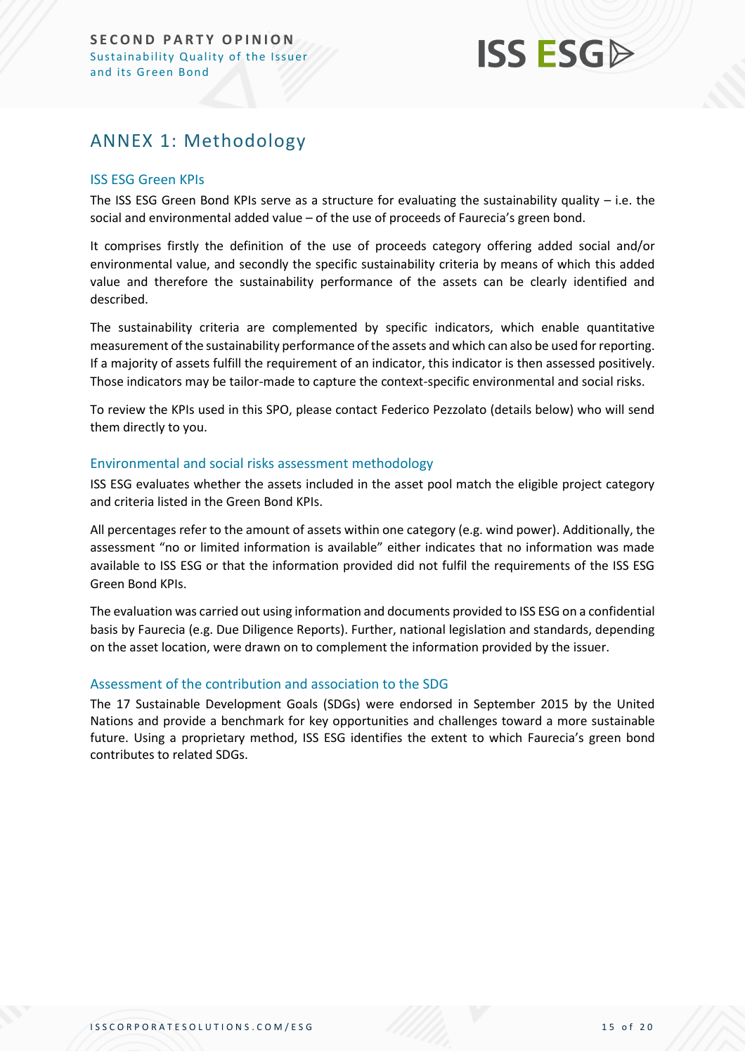# ANNEX 1: Methodology

## ISS ESG Green KPIs

The ISS ESG Green Bond KPIs serve as a structure for evaluating the sustainability quality – i.e. the social and environmental added value – of the use of proceeds of Faurecia's green bond.

It comprises firstly the definition of the use of proceeds category offering added social and/or environmental value, and secondly the specific sustainability criteria by means of which this added value and therefore the sustainability performance of the assets can be clearly identified and described.

The sustainability criteria are complemented by specific indicators, which enable quantitative measurement of the sustainability performance of the assets and which can also be used for reporting. If a majority of assets fulfill the requirement of an indicator, this indicator is then assessed positively. Those indicators may be tailor-made to capture the context-specific environmental and social risks.

To review the KPIs used in this SPO, please contact Federico Pezzolato (details below) who will send them directly to you.

## Environmental and social risks assessment methodology

ISS ESG evaluates whether the assets included in the asset pool match the eligible project category and criteria listed in the Green Bond KPIs.

All percentages refer to the amount of assets within one category (e.g. wind power). Additionally, the assessment "no or limited information is available" either indicates that no information was made available to ISS ESG or that the information provided did not fulfil the requirements of the ISS ESG Green Bond KPIs.

The evaluation was carried out using information and documents provided to ISS ESG on a confidential basis by Faurecia (e.g. Due Diligence Reports). Further, national legislation and standards, depending on the asset location, were drawn on to complement the information provided by the issuer.

## Assessment of the contribution and association to the SDG

The 17 Sustainable Development Goals (SDGs) were endorsed in September 2015 by the United Nations and provide a benchmark for key opportunities and challenges toward a more sustainable future. Using a proprietary method, ISS ESG identifies the extent to which Faurecia's green bond contributes to related SDGs.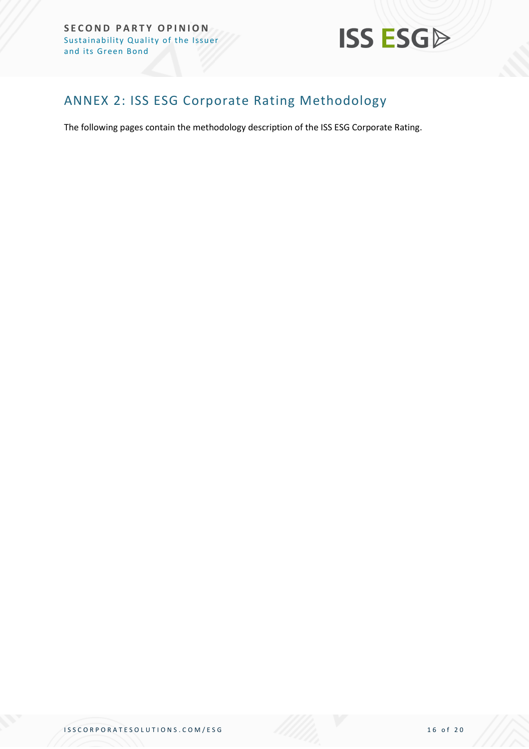## ANNEX 2: ISS ESG Corporate Rating Methodology

The following pages contain the methodology description of the ISS ESG Corporate Rating.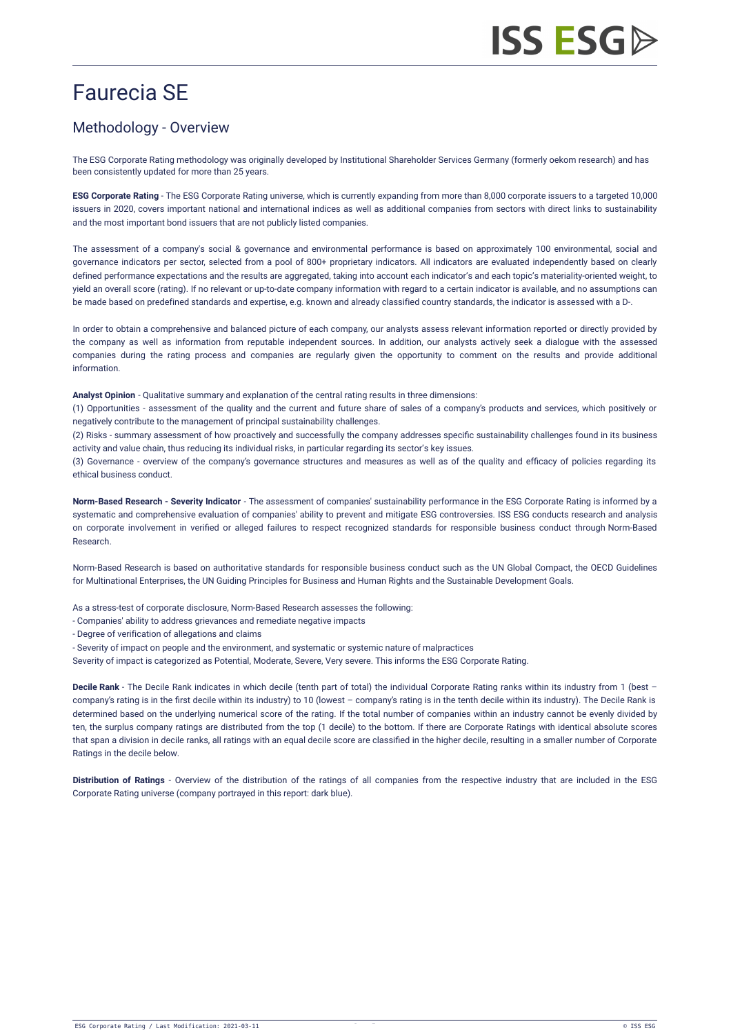# Faurecia SE

## Methodology - Overview

The ESG Corporate Rating methodology was originally developed by Institutional Shareholder Services Germany (formerly oekom research) and has been consistently updated for more than 25 years.

**ESG Corporate Rating** - The ESG Corporate Rating universe, which is currently expanding from more than 8,000 corporate issuers to a targeted 10,000 issuers in 2020, covers important national and international indices as well as additional companies from sectors with direct links to sustainability and the most important bond issuers that are not publicly listed companies.

The assessment of a company's social & governance and environmental performance is based on approximately 100 environmental, social and governance indicators per sector, selected from a pool of 800+ proprietary indicators. All indicators are evaluated independently based on clearly defined performance expectations and the results are aggregated, taking into account each indicator's and each topic's materiality-oriented weight, to yield an overall score (rating). If no relevant or up-to-date company information with regard to a certain indicator is available, and no assumptions can be made based on predefined standards and expertise, e.g. known and already classified country standards, the indicator is assessed with a D-.

In order to obtain a comprehensive and balanced picture of each company, our analysts assess relevant information reported or directly provided by the company as well as information from reputable independent sources. In addition, our analysts actively seek a dialogue with the assessed companies during the rating process and companies are regularly given the opportunity to comment on the results and provide additional information.

**Analyst Opinion** - Qualitative summary and explanation of the central rating results in three dimensions:
(1) Opportunities - assessment of the quality and the current and future share of sales of a company's products and services, which positively or negatively contribute to the management of principal sustainability challenges.
(2) Risks - summary assessment of how proactively and successfully the company addresses specific sustainability challenges found in its business activity and value chain, thus reducing its individual risks, in particular regarding its sector's key issues.
(3) Governance - overview of the company's governance structures and measures as well as of the quality and efficacy of policies regarding its ethical business conduct.

**Norm-Based Research - Severity Indicator** - The assessment of companies' sustainability performance in the ESG Corporate Rating is informed by a systematic and comprehensive evaluation of companies' ability to prevent and mitigate ESG controversies. ISS ESG conducts research and analysis on corporate involvement in verified or alleged failures to respect recognized standards for responsible business conduct through Norm-Based Research.

Norm-Based Research is based on authoritative standards for responsible business conduct such as the UN Global Compact, the OECD Guidelines for Multinational Enterprises, the UN Guiding Principles for Business and Human Rights and the Sustainable Development Goals.

As a stress-test of corporate disclosure, Norm-Based Research assesses the following:
- Companies' ability to address grievances and remediate negative impacts
- Degree of verification of allegations and claims
- Severity of impact on people and the environment, and systematic or systemic nature of malpractices

Severity of impact is categorized as Potential, Moderate, Severe, Very severe. This informs the ESG Corporate Rating.

**Decile Rank** - The Decile Rank indicates in which decile (tenth part of total) the individual Corporate Rating ranks within its industry from 1 (best – company's rating is in the first decile within its industry) to 10 (lowest – company's rating is in the tenth decile within its industry). The Decile Rank is determined based on the underlying numerical score of the rating. If the total number of companies within an industry cannot be evenly divided by ten, the surplus company ratings are distributed from the top (1 decile) to the bottom. If there are Corporate Ratings with identical absolute scores that span a division in decile ranks, all ratings with an equal decile score are classified in the higher decile, resulting in a smaller number of Corporate Ratings in the decile below.

**Distribution of Ratings** - Overview of the distribution of the ratings of all companies from the respective industry that are included in the ESG Corporate Rating universe (company portrayed in this report: dark blue).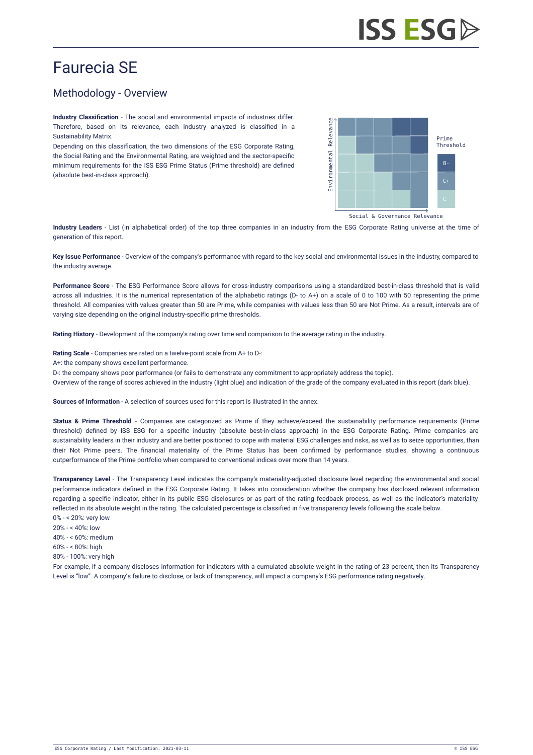# Faurecia SE

## Methodology - Overview

**Industry Classification** - The social and environmental impacts of industries differ. Therefore, based on its relevance, each industry analyzed is classified in a Sustainability Matrix.

Depending on this classification, the two dimensions of the ESG Corporate Rating, the Social Rating and the Environmental Rating, are weighted and the sector-specific minimum requirements for the ISS ESG Prime Status (Prime threshold) are defined (absolute best-in-class approach).

Environmental Relevance / Social & Governance Relevance

Prime Threshold: B-, C+, C

**Industry Leaders** - List (in alphabetical order) of the top three companies in an industry from the ESG Corporate Rating universe at the time of generation of this report.

**Key Issue Performance** - Overview of the company's performance with regard to the key social and environmental issues in the industry, compared to the industry average.

**Performance Score** - The ESG Performance Score allows for cross-industry comparisons using a standardized best-in-class threshold that is valid across all industries. It is the numerical representation of the alphabetic ratings (D- to A+) on a scale of 0 to 100 with 50 representing the prime threshold. All companies with values greater than 50 are Prime, while companies with values less than 50 are Not Prime. As a result, intervals are of varying size depending on the original industry-specific prime thresholds.

**Rating History** - Development of the company's rating over time and comparison to the average rating in the industry.

**Rating Scale** - Companies are rated on a twelve-point scale from A+ to D-:
A+: the company shows excellent performance.
D-: the company shows poor performance (or fails to demonstrate any commitment to appropriately address the topic).
Overview of the range of scores achieved in the industry (light blue) and indication of the grade of the company evaluated in this report (dark blue).

**Sources of Information** - A selection of sources used for this report is illustrated in the annex.

**Status & Prime Threshold** - Companies are categorized as Prime if they achieve/exceed the sustainability performance requirements (Prime threshold) defined by ISS ESG for a specific industry (absolute best-in-class approach) in the ESG Corporate Rating. Prime companies are sustainability leaders in their industry and are better positioned to cope with material ESG challenges and risks, as well as to seize opportunities, than their Not Prime peers. The financial materiality of the Prime Status has been confirmed by performance studies, showing a continuous outperformance of the Prime portfolio when compared to conventional indices over more than 14 years.

**Transparency Level** - The Transparency Level indicates the company's materiality-adjusted disclosure level regarding the environmental and social performance indicators defined in the ESG Corporate Rating. It takes into consideration whether the company has disclosed relevant information regarding a specific indicator, either in its public ESG disclosures or as part of the rating feedback process, as well as the indicator's materiality reflected in its absolute weight in the rating. The calculated percentage is classified in five transparency levels following the scale below.
0% - < 20%: very low
20% - < 40%: low
40% - < 60%: medium
60% - < 80%: high
80% - 100%: very high
For example, if a company discloses information for indicators with a cumulated absolute weight in the rating of 23 percent, then its Transparency Level is "low". A company's failure to disclose, or lack of transparency, will impact a company's ESG performance rating negatively.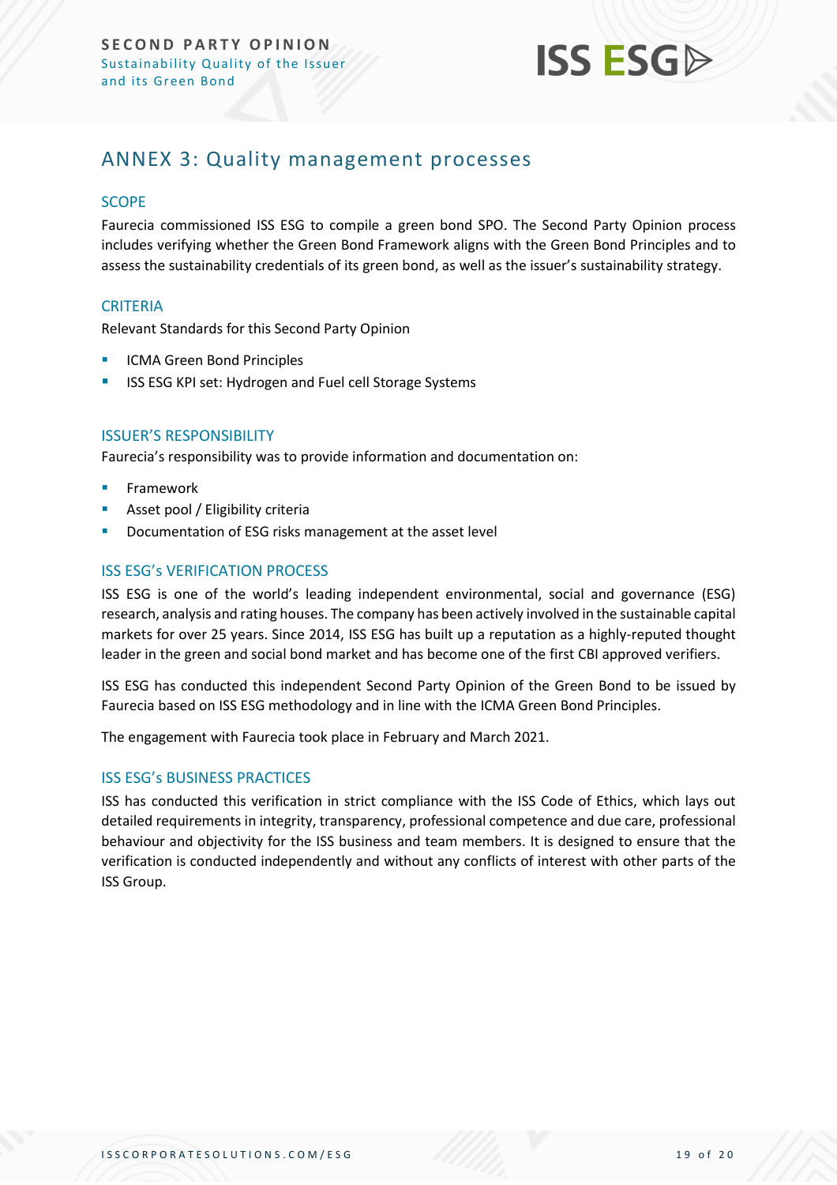# ANNEX 3: Quality management processes

## SCOPE

Faurecia commissioned ISS ESG to compile a green bond SPO. The Second Party Opinion process includes verifying whether the Green Bond Framework aligns with the Green Bond Principles and to assess the sustainability credentials of its green bond, as well as the issuer's sustainability strategy.

## CRITERIA

Relevant Standards for this Second Party Opinion

- ICMA Green Bond Principles
- ISS ESG KPI set: Hydrogen and Fuel cell Storage Systems

## ISSUER'S RESPONSIBILITY

Faurecia's responsibility was to provide information and documentation on:

- Framework
- Asset pool / Eligibility criteria
- Documentation of ESG risks management at the asset level

## ISS ESG's VERIFICATION PROCESS

ISS ESG is one of the world's leading independent environmental, social and governance (ESG) research, analysis and rating houses. The company has been actively involved in the sustainable capital markets for over 25 years. Since 2014, ISS ESG has built up a reputation as a highly-reputed thought leader in the green and social bond market and has become one of the first CBI approved verifiers.

ISS ESG has conducted this independent Second Party Opinion of the Green Bond to be issued by Faurecia based on ISS ESG methodology and in line with the ICMA Green Bond Principles.

The engagement with Faurecia took place in February and March 2021.

## ISS ESG's BUSINESS PRACTICES

ISS has conducted this verification in strict compliance with the ISS Code of Ethics, which lays out detailed requirements in integrity, transparency, professional competence and due care, professional behaviour and objectivity for the ISS business and team members. It is designed to ensure that the verification is conducted independently and without any conflicts of interest with other parts of the ISS Group.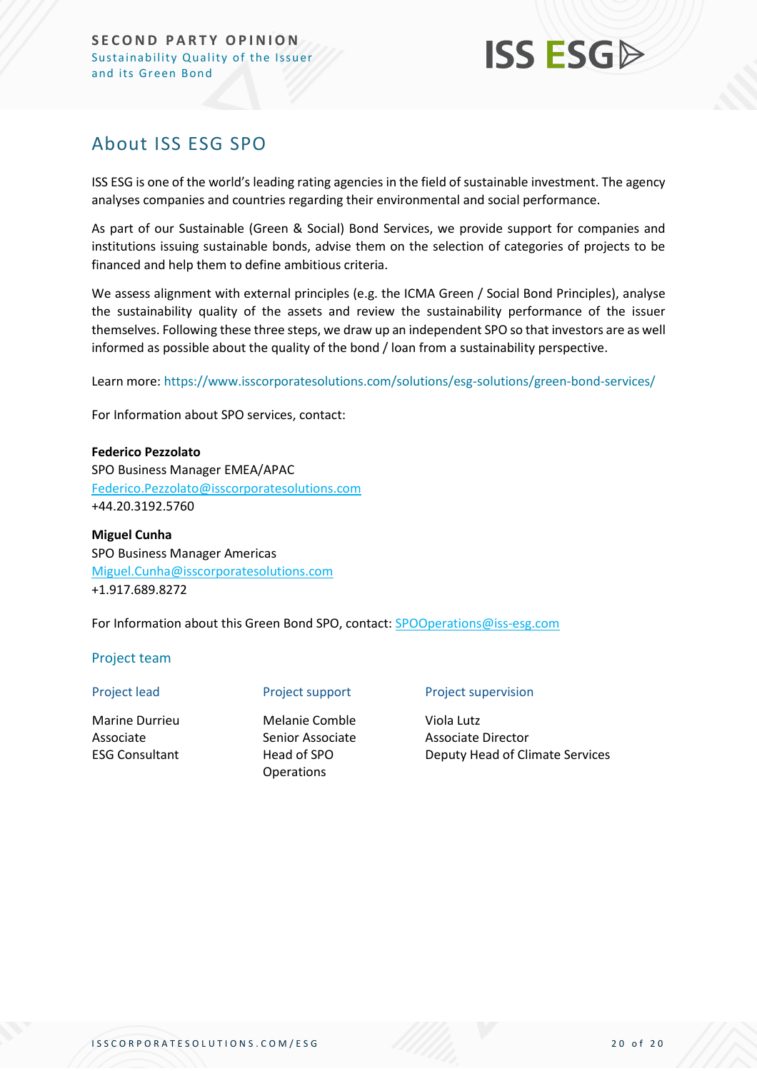## About ISS ESG SPO

ISS ESG is one of the world's leading rating agencies in the field of sustainable investment. The agency analyses companies and countries regarding their environmental and social performance.

As part of our Sustainable (Green & Social) Bond Services, we provide support for companies and institutions issuing sustainable bonds, advise them on the selection of categories of projects to be financed and help them to define ambitious criteria.

We assess alignment with external principles (e.g. the ICMA Green / Social Bond Principles), analyse the sustainability quality of the assets and review the sustainability performance of the issuer themselves. Following these three steps, we draw up an independent SPO so that investors are as well informed as possible about the quality of the bond / loan from a sustainability perspective.

Learn more: https://www.isscorporatesolutions.com/solutions/esg-solutions/green-bond-services/

For Information about SPO services, contact:

**Federico Pezzolato**
SPO Business Manager EMEA/APAC
Federico.Pezzolato@isscorporatesolutions.com
+44.20.3192.5760

**Miguel Cunha**
SPO Business Manager Americas
Miguel.Cunha@isscorporatesolutions.com
+1.917.689.8272

For Information about this Green Bond SPO, contact: SPOOperations@iss-esg.com

### Project team

| Project lead | Project support | Project supervision |
| --- | --- | --- |
| Marine Durrieu<br>Associate<br>ESG Consultant | Melanie Comble<br>Senior Associate<br>Head of SPO Operations | Viola Lutz<br>Associate Director<br>Deputy Head of Climate Services |